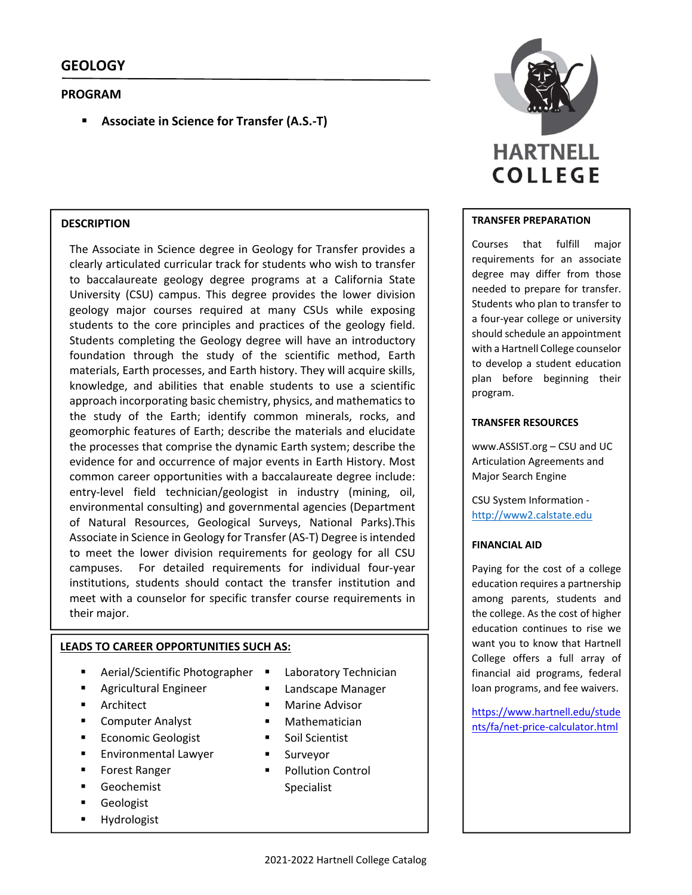# GEOLOGY

## PROGRAM

- **Associate in Science for Transfer (A.S.-T)**

HARTNELL COLLEGE

### DESCRIPTION

The Associate in Science degree in Geology for Transfer provides a clearly articulated curricular track for students who wish to transfer to baccalaureate geology degree programs at a California State University (CSU) campus. This degree provides the lower division geology major courses required at many CSUs while exposing students to the core principles and practices of the geology field. Students completing the Geology degree will have an introductory foundation through the study of the scientific method, Earth materials, Earth processes, and Earth history. They will acquire skills, knowledge, and abilities that enable students to use a scientific approach incorporating basic chemistry, physics, and mathematics to the study of the Earth; identify common minerals, rocks, and geomorphic features of Earth; describe the materials and elucidate the processes that comprise the dynamic Earth system; describe the evidence for and occurrence of major events in Earth History. Most common career opportunities with a baccalaureate degree include: entry-level field technician/geologist in industry (mining, oil, environmental consulting) and governmental agencies (Department of Natural Resources, Geological Surveys, National Parks).This Associate in Science in Geology for Transfer (AS-T) Degree is intended to meet the lower division requirements for geology for all CSU campuses. For detailed requirements for individual four-year institutions, students should contact the transfer institution and meet with a counselor for specific transfer course requirements in their major.

### LEADS TO CAREER OPPORTUNITIES SUCH AS:

- Aerial/Scientific Photographer
- Agricultural Engineer
- Architect
- Computer Analyst
- Economic Geologist
- Environmental Lawyer
- Forest Ranger
- Geochemist
- Geologist
- Hydrologist
- Laboratory Technician
- Landscape Manager
- Marine Advisor
- Mathematician
- Soil Scientist
- Surveyor
- Pollution Control Specialist

### TRANSFER PREPARATION

Courses that fulfill major requirements for an associate degree may differ from those needed to prepare for transfer. Students who plan to transfer to a four-year college or university should schedule an appointment with a Hartnell College counselor to develop a student education plan before beginning their program.

### TRANSFER RESOURCES

www.ASSIST.org – CSU and UC Articulation Agreements and Major Search Engine

CSU System Information - http://www2.calstate.edu

### FINANCIAL AID

Paying for the cost of a college education requires a partnership among parents, students and the college. As the cost of higher education continues to rise we want you to know that Hartnell College offers a full array of financial aid programs, federal loan programs, and fee waivers.

https://www.hartnell.edu/students/fa/net-price-calculator.html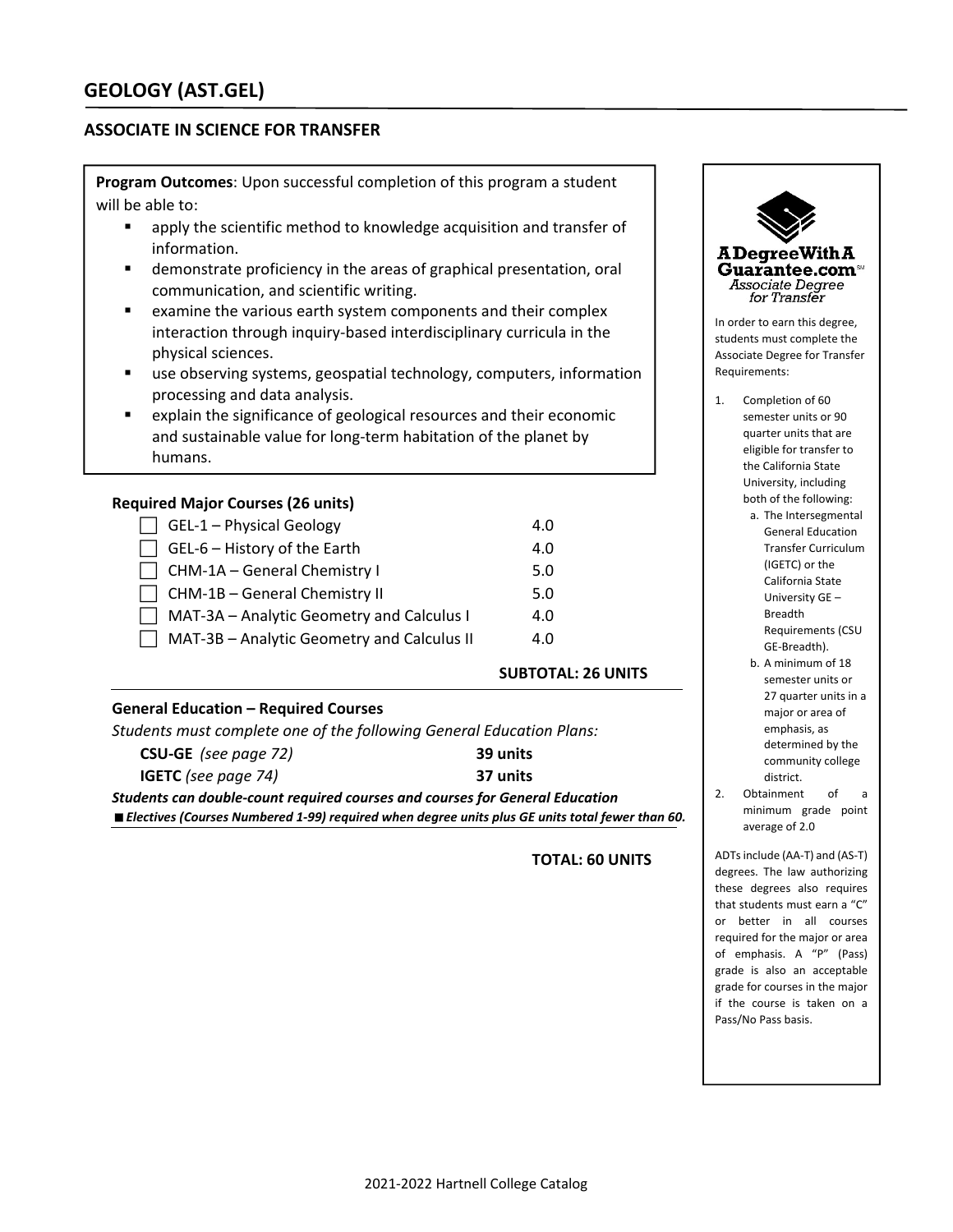# GEOLOGY (AST.GEL)

## ASSOCIATE IN SCIENCE FOR TRANSFER

**Program Outcomes**: Upon successful completion of this program a student will be able to:

- apply the scientific method to knowledge acquisition and transfer of information.
- demonstrate proficiency in the areas of graphical presentation, oral communication, and scientific writing.
- examine the various earth system components and their complex interaction through inquiry-based interdisciplinary curricula in the physical sciences.
- use observing systems, geospatial technology, computers, information processing and data analysis.
- explain the significance of geological resources and their economic and sustainable value for long-term habitation of the planet by humans.

### Required Major Courses (26 units)

| | |
|---|---|
| ☐ GEL-1 – Physical Geology | 4.0 |
| ☐ GEL-6 – History of the Earth | 4.0 |
| ☐ CHM-1A – General Chemistry I | 5.0 |
| ☐ CHM-1B – General Chemistry II | 5.0 |
| ☐ MAT-3A – Analytic Geometry and Calculus I | 4.0 |
| ☐ MAT-3B – Analytic Geometry and Calculus II | 4.0 |

**SUBTOTAL: 26 UNITS**

### General Education – Required Courses

*Students must complete one of the following General Education Plans:*

| | |
|---|---|
| **CSU-GE** *(see page 72)* | **39 units** |
| **IGETC** *(see page 74)* | **37 units** |

***Students can double-count required courses and courses for General Education***

■ ***Electives (Courses Numbered 1-99) required when degree units plus GE units total fewer than 60.***

**TOTAL: 60 UNITS**

---

A Degree With A Guarantee.com
*Associate Degree for Transfer*

In order to earn this degree, students must complete the Associate Degree for Transfer Requirements:

1. Completion of 60 semester units or 90 quarter units that are eligible for transfer to the California State University, including both of the following:
   a. The Intersegmental General Education Transfer Curriculum (IGETC) or the California State University GE – Breadth Requirements (CSU GE-Breadth).
   b. A minimum of 18 semester units or 27 quarter units in a major or area of emphasis, as determined by the community college district.
2. Obtainment of a minimum grade point average of 2.0

ADTs include (AA-T) and (AS-T) degrees. The law authorizing these degrees also requires that students must earn a "C" or better in all courses required for the major or area of emphasis. A "P" (Pass) grade is also an acceptable grade for courses in the major if the course is taken on a Pass/No Pass basis.